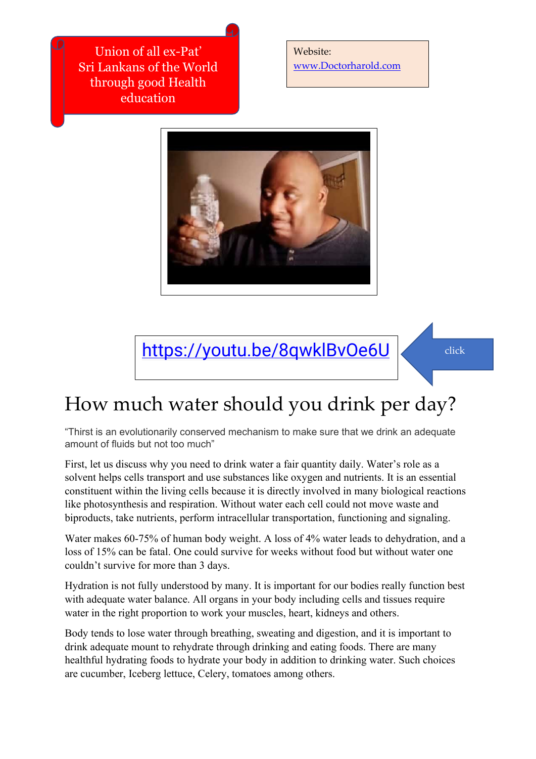Union of all ex-Pat' Sri Lankans of the World through good Health education

Website:
www.Doctorharold.com

https://youtu.be/8qwklBvOe6U

click

# How much water should you drink per day?

"Thirst is an evolutionarily conserved mechanism to make sure that we drink an adequate amount of fluids but not too much"

First, let us discuss why you need to drink water a fair quantity daily. Water's role as a solvent helps cells transport and use substances like oxygen and nutrients. It is an essential constituent within the living cells because it is directly involved in many biological reactions like photosynthesis and respiration. Without water each cell could not move waste and biproducts, take nutrients, perform intracellular transportation, functioning and signaling.

Water makes 60-75% of human body weight. A loss of 4% water leads to dehydration, and a loss of 15% can be fatal. One could survive for weeks without food but without water one couldn't survive for more than 3 days.

Hydration is not fully understood by many. It is important for our bodies really function best with adequate water balance. All organs in your body including cells and tissues require water in the right proportion to work your muscles, heart, kidneys and others.

Body tends to lose water through breathing, sweating and digestion, and it is important to drink adequate mount to rehydrate through drinking and eating foods. There are many healthful hydrating foods to hydrate your body in addition to drinking water. Such choices are cucumber, Iceberg lettuce, Celery, tomatoes among others.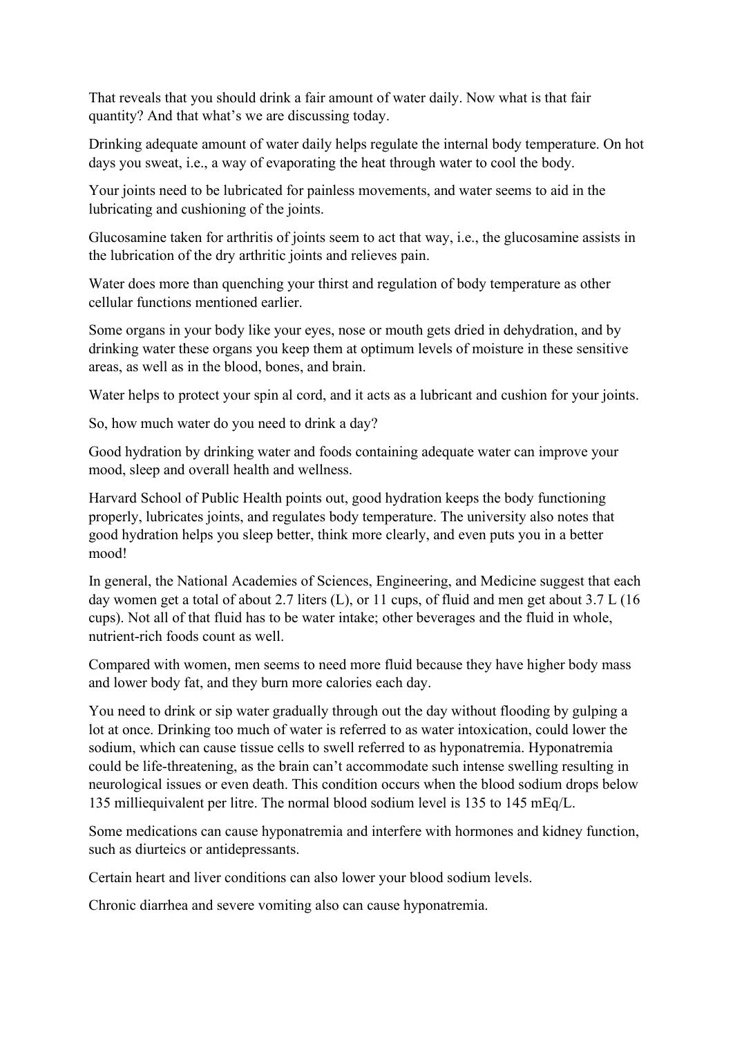That reveals that you should drink a fair amount of water daily. Now what is that fair quantity? And that what's we are discussing today.

Drinking adequate amount of water daily helps regulate the internal body temperature. On hot days you sweat, i.e., a way of evaporating the heat through water to cool the body.

Your joints need to be lubricated for painless movements, and water seems to aid in the lubricating and cushioning of the joints.

Glucosamine taken for arthritis of joints seem to act that way, i.e., the glucosamine assists in the lubrication of the dry arthritic joints and relieves pain.

Water does more than quenching your thirst and regulation of body temperature as other cellular functions mentioned earlier.

Some organs in your body like your eyes, nose or mouth gets dried in dehydration, and by drinking water these organs you keep them at optimum levels of moisture in these sensitive areas, as well as in the blood, bones, and brain.

Water helps to protect your spin al cord, and it acts as a lubricant and cushion for your joints.

So, how much water do you need to drink a day?

Good hydration by drinking water and foods containing adequate water can improve your mood, sleep and overall health and wellness.

Harvard School of Public Health points out, good hydration keeps the body functioning properly, lubricates joints, and regulates body temperature. The university also notes that good hydration helps you sleep better, think more clearly, and even puts you in a better mood!

In general, the National Academies of Sciences, Engineering, and Medicine suggest that each day women get a total of about 2.7 liters (L), or 11 cups, of fluid and men get about 3.7 L (16 cups). Not all of that fluid has to be water intake; other beverages and the fluid in whole, nutrient-rich foods count as well.

Compared with women, men seems to need more fluid because they have higher body mass and lower body fat, and they burn more calories each day.

You need to drink or sip water gradually through out the day without flooding by gulping a lot at once. Drinking too much of water is referred to as water intoxication, could lower the sodium, which can cause tissue cells to swell referred to as hyponatremia. Hyponatremia could be life-threatening, as the brain can't accommodate such intense swelling resulting in neurological issues or even death. This condition occurs when the blood sodium drops below 135 milliequivalent per litre. The normal blood sodium level is 135 to 145 mEq/L.

Some medications can cause hyponatremia and interfere with hormones and kidney function, such as diurteics or antidepressants.

Certain heart and liver conditions can also lower your blood sodium levels.

Chronic diarrhea and severe vomiting also can cause hyponatremia.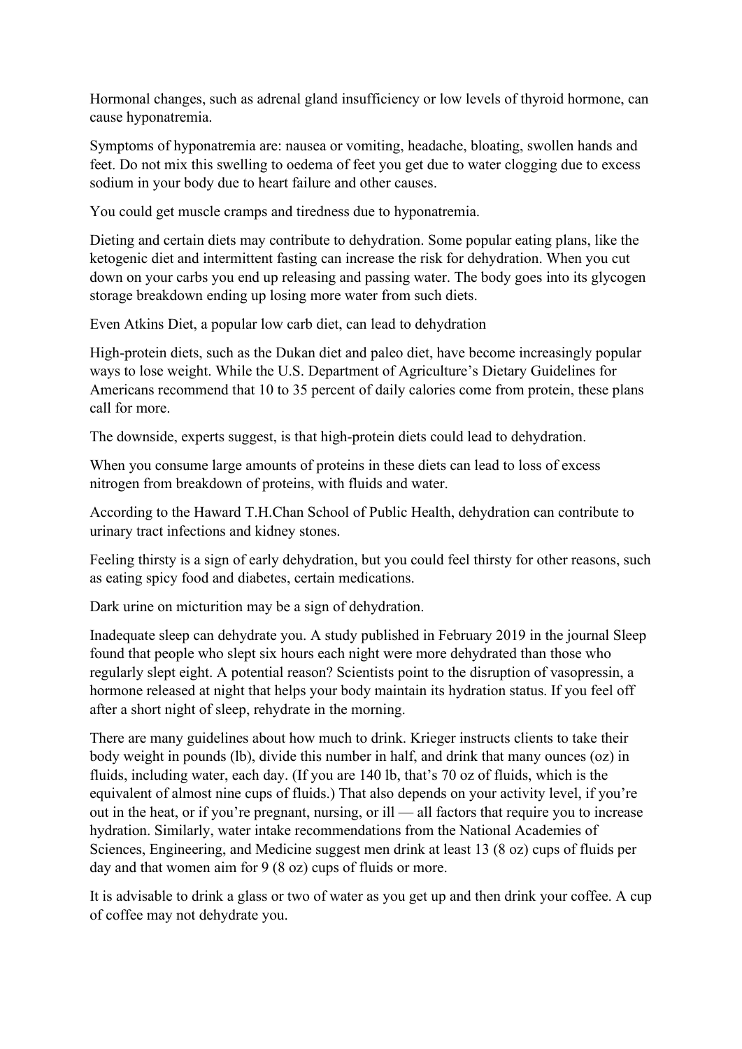Hormonal changes, such as adrenal gland insufficiency or low levels of thyroid hormone, can cause hyponatremia.

Symptoms of hyponatremia are: nausea or vomiting, headache, bloating, swollen hands and feet. Do not mix this swelling to oedema of feet you get due to water clogging due to excess sodium in your body due to heart failure and other causes.

You could get muscle cramps and tiredness due to hyponatremia.

Dieting and certain diets may contribute to dehydration. Some popular eating plans, like the ketogenic diet and intermittent fasting can increase the risk for dehydration. When you cut down on your carbs you end up releasing and passing water. The body goes into its glycogen storage breakdown ending up losing more water from such diets.

Even Atkins Diet, a popular low carb diet, can lead to dehydration

High-protein diets, such as the Dukan diet and paleo diet, have become increasingly popular ways to lose weight. While the U.S. Department of Agriculture's Dietary Guidelines for Americans recommend that 10 to 35 percent of daily calories come from protein, these plans call for more.

The downside, experts suggest, is that high-protein diets could lead to dehydration.

When you consume large amounts of proteins in these diets can lead to loss of excess nitrogen from breakdown of proteins, with fluids and water.

According to the Haward T.H.Chan School of Public Health, dehydration can contribute to urinary tract infections and kidney stones.

Feeling thirsty is a sign of early dehydration, but you could feel thirsty for other reasons, such as eating spicy food and diabetes, certain medications.

Dark urine on micturition may be a sign of dehydration.

Inadequate sleep can dehydrate you. A study published in February 2019 in the journal Sleep found that people who slept six hours each night were more dehydrated than those who regularly slept eight. A potential reason? Scientists point to the disruption of vasopressin, a hormone released at night that helps your body maintain its hydration status. If you feel off after a short night of sleep, rehydrate in the morning.

There are many guidelines about how much to drink. Krieger instructs clients to take their body weight in pounds (lb), divide this number in half, and drink that many ounces (oz) in fluids, including water, each day. (If you are 140 lb, that's 70 oz of fluids, which is the equivalent of almost nine cups of fluids.) That also depends on your activity level, if you're out in the heat, or if you're pregnant, nursing, or ill — all factors that require you to increase hydration. Similarly, water intake recommendations from the National Academies of Sciences, Engineering, and Medicine suggest men drink at least 13 (8 oz) cups of fluids per day and that women aim for 9 (8 oz) cups of fluids or more.

It is advisable to drink a glass or two of water as you get up and then drink your coffee. A cup of coffee may not dehydrate you.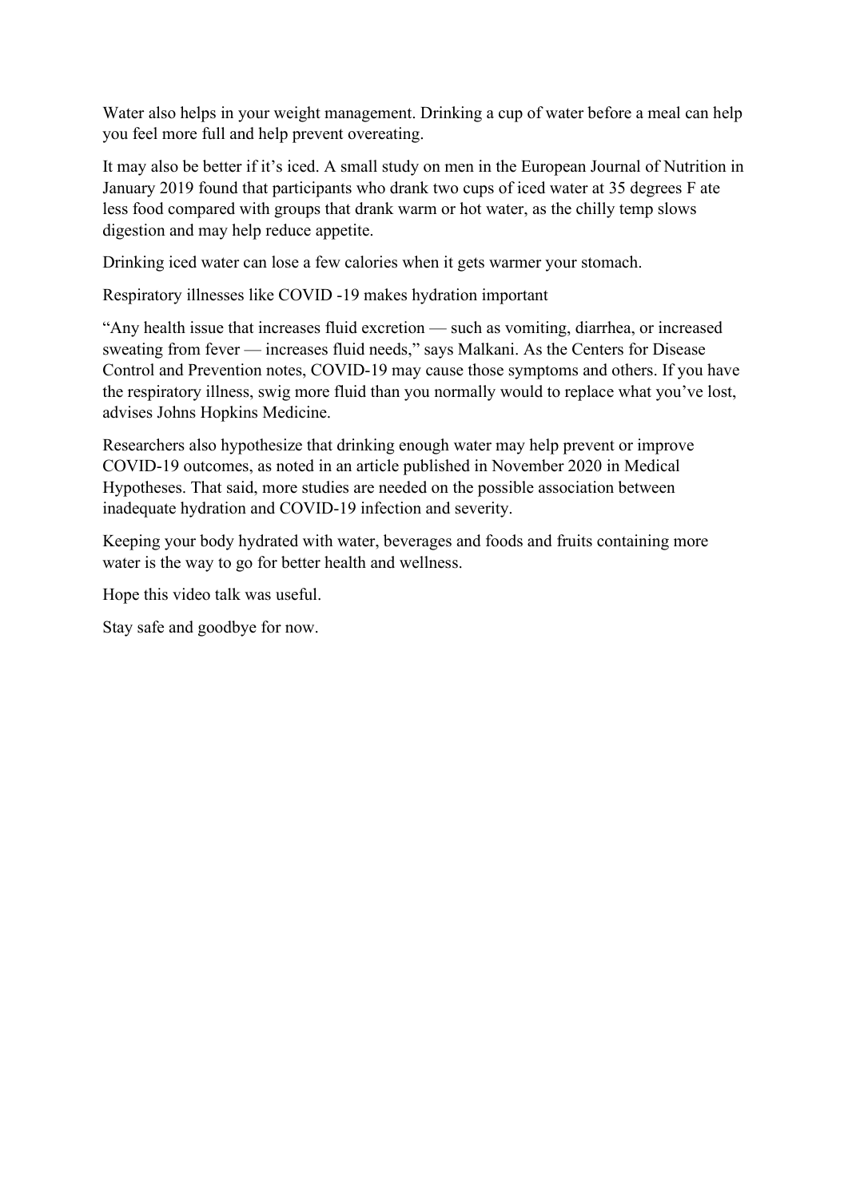Water also helps in your weight management. Drinking a cup of water before a meal can help you feel more full and help prevent overeating.

It may also be better if it's iced. A small study on men in the European Journal of Nutrition in January 2019 found that participants who drank two cups of iced water at 35 degrees F ate less food compared with groups that drank warm or hot water, as the chilly temp slows digestion and may help reduce appetite.

Drinking iced water can lose a few calories when it gets warmer your stomach.

Respiratory illnesses like COVID -19 makes hydration important

"Any health issue that increases fluid excretion — such as vomiting, diarrhea, or increased sweating from fever — increases fluid needs," says Malkani. As the Centers for Disease Control and Prevention notes, COVID-19 may cause those symptoms and others. If you have the respiratory illness, swig more fluid than you normally would to replace what you've lost, advises Johns Hopkins Medicine.

Researchers also hypothesize that drinking enough water may help prevent or improve COVID-19 outcomes, as noted in an article published in November 2020 in Medical Hypotheses. That said, more studies are needed on the possible association between inadequate hydration and COVID-19 infection and severity.

Keeping your body hydrated with water, beverages and foods and fruits containing more water is the way to go for better health and wellness.

Hope this video talk was useful.

Stay safe and goodbye for now.